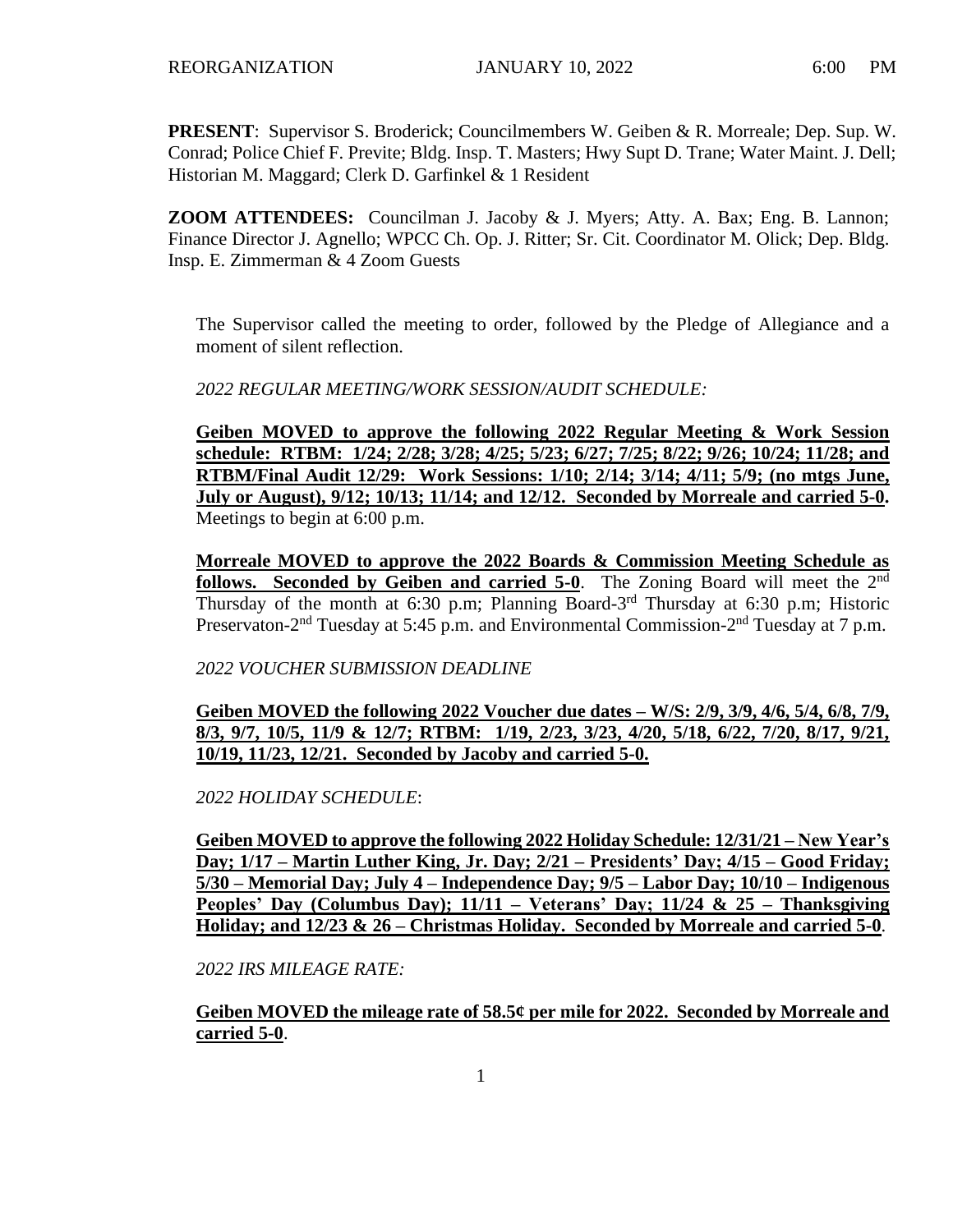REORGANIZATION JANUARY 10, 2022 6:00 PM

**PRESENT**: Supervisor S. Broderick; Councilmembers W. Geiben & R. Morreale; Dep. Sup. W. Conrad; Police Chief F. Previte; Bldg. Insp. T. Masters; Hwy Supt D. Trane; Water Maint. J. Dell; Historian M. Maggard; Clerk D. Garfinkel & 1 Resident

**ZOOM ATTENDEES:** Councilman J. Jacoby & J. Myers; Atty. A. Bax; Eng. B. Lannon; Finance Director J. Agnello; WPCC Ch. Op. J. Ritter; Sr. Cit. Coordinator M. Olick; Dep. Bldg. Insp. E. Zimmerman & 4 Zoom Guests

The Supervisor called the meeting to order, followed by the Pledge of Allegiance and a moment of silent reflection.

*2022 REGULAR MEETING/WORK SESSION/AUDIT SCHEDULE:*

**Geiben MOVED to approve the following 2022 Regular Meeting & Work Session schedule: RTBM: 1/24; 2/28; 3/28; 4/25; 5/23; 6/27; 7/25; 8/22; 9/26; 10/24; 11/28; and RTBM/Final Audit 12/29: Work Sessions: 1/10; 2/14; 3/14; 4/11; 5/9; (no mtgs June, July or August), 9/12; 10/13; 11/14; and 12/12. Seconded by Morreale and carried 5-0.** Meetings to begin at 6:00 p.m.

**Morreale MOVED to approve the 2022 Boards & Commission Meeting Schedule as follows. Seconded by Geiben and carried 5-0**. The Zoning Board will meet the 2nd Thursday of the month at 6:30 p.m; Planning Board-3rd Thursday at 6:30 p.m; Historic Preservaton-2nd Tuesday at 5:45 p.m. and Environmental Commission-2nd Tuesday at 7 p.m.

*2022 VOUCHER SUBMISSION DEADLINE*

**Geiben MOVED the following 2022 Voucher due dates – W/S: 2/9, 3/9, 4/6, 5/4, 6/8, 7/9, 8/3, 9/7, 10/5, 11/9 & 12/7; RTBM: 1/19, 2/23, 3/23, 4/20, 5/18, 6/22, 7/20, 8/17, 9/21, 10/19, 11/23, 12/21. Seconded by Jacoby and carried 5-0.**

*2022 HOLIDAY SCHEDULE*:

**Geiben MOVED to approve the following 2022 Holiday Schedule: 12/31/21 – New Year's Day; 1/17 – Martin Luther King, Jr. Day; 2/21 – Presidents' Day; 4/15 – Good Friday; 5/30 – Memorial Day; July 4 – Independence Day; 9/5 – Labor Day; 10/10 – Indigenous Peoples' Day (Columbus Day); 11/11 – Veterans' Day; 11/24 & 25 – Thanksgiving Holiday; and 12/23 & 26 – Christmas Holiday. Seconded by Morreale and carried 5-0**.

*2022 IRS MILEAGE RATE:*

**Geiben MOVED the mileage rate of 58.5¢ per mile for 2022. Seconded by Morreale and carried 5-0**.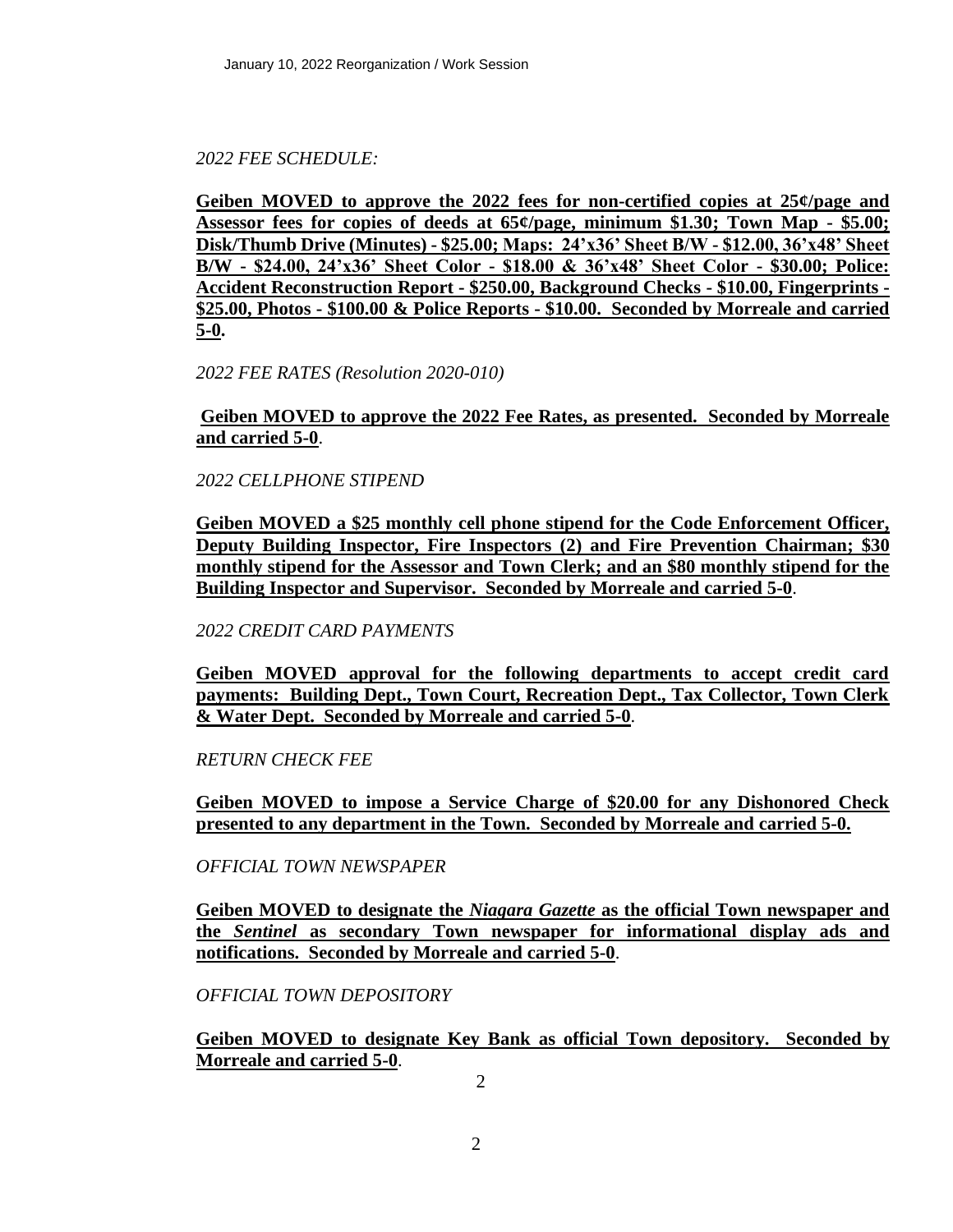*2022 FEE SCHEDULE:*

**Geiben MOVED to approve the 2022 fees for non-certified copies at 25¢/page and Assessor fees for copies of deeds at 65¢/page, minimum $1.30; Town Map - $5.00; Disk/Thumb Drive (Minutes) - $25.00; Maps: 24'x36' Sheet B/W - $12.00, 36'x48' Sheet B/W - $24.00, 24'x36' Sheet Color - $18.00 & 36'x48' Sheet Color - $30.00; Police: Accident Reconstruction Report - $250.00, Background Checks - $10.00, Fingerprints - $25.00, Photos - $100.00 & Police Reports - $10.00. Seconded by Morreale and carried 5-0.**

*2022 FEE RATES (Resolution 2020-010)*

**Geiben MOVED to approve the 2022 Fee Rates, as presented. Seconded by Morreale and carried 5-0**.

*2022 CELLPHONE STIPEND*

**Geiben MOVED a $25 monthly cell phone stipend for the Code Enforcement Officer, Deputy Building Inspector, Fire Inspectors (2) and Fire Prevention Chairman; $30 monthly stipend for the Assessor and Town Clerk; and an $80 monthly stipend for the Building Inspector and Supervisor. Seconded by Morreale and carried 5-0**.

*2022 CREDIT CARD PAYMENTS*

**Geiben MOVED approval for the following departments to accept credit card payments: Building Dept., Town Court, Recreation Dept., Tax Collector, Town Clerk & Water Dept. Seconded by Morreale and carried 5-0**.

*RETURN CHECK FEE*

**Geiben MOVED to impose a Service Charge of $20.00 for any Dishonored Check presented to any department in the Town. Seconded by Morreale and carried 5-0.**

*OFFICIAL TOWN NEWSPAPER*

**Geiben MOVED to designate the *Niagara Gazette* as the official Town newspaper and the *Sentinel* as secondary Town newspaper for informational display ads and notifications. Seconded by Morreale and carried 5-0**.

*OFFICIAL TOWN DEPOSITORY*

**Geiben MOVED to designate Key Bank as official Town depository. Seconded by Morreale and carried 5-0**.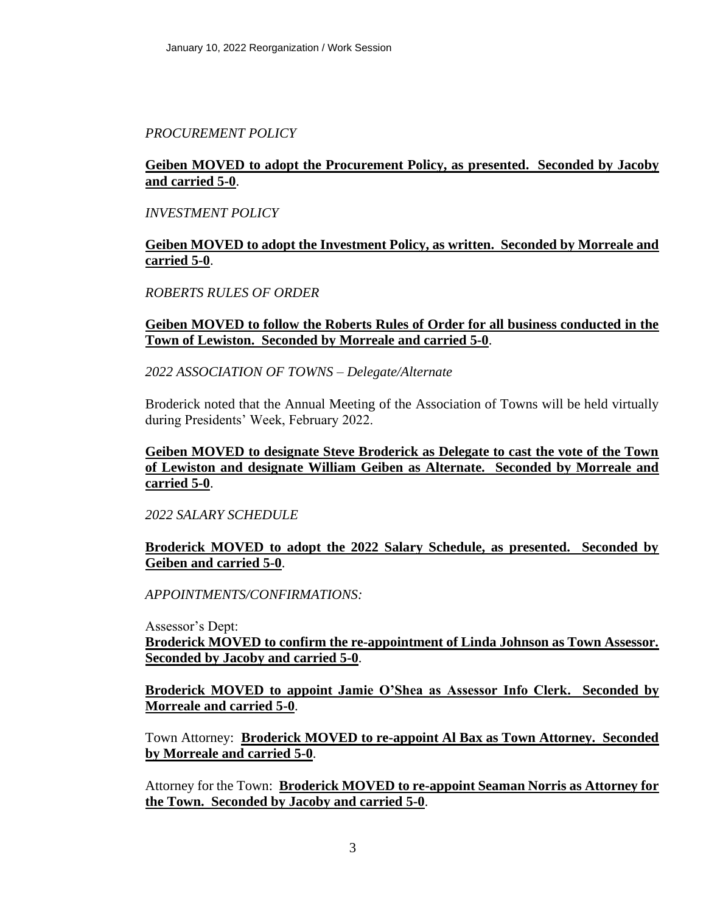*PROCUREMENT POLICY*

**Geiben MOVED to adopt the Procurement Policy, as presented. Seconded by Jacoby and carried 5-0**.

*INVESTMENT POLICY*

**Geiben MOVED to adopt the Investment Policy, as written. Seconded by Morreale and carried 5-0**.

*ROBERTS RULES OF ORDER*

**Geiben MOVED to follow the Roberts Rules of Order for all business conducted in the Town of Lewiston. Seconded by Morreale and carried 5-0**.

*2022 ASSOCIATION OF TOWNS – Delegate/Alternate*

Broderick noted that the Annual Meeting of the Association of Towns will be held virtually during Presidents' Week, February 2022.

**Geiben MOVED to designate Steve Broderick as Delegate to cast the vote of the Town of Lewiston and designate William Geiben as Alternate. Seconded by Morreale and carried 5-0**.

*2022 SALARY SCHEDULE*

**Broderick MOVED to adopt the 2022 Salary Schedule, as presented. Seconded by Geiben and carried 5-0**.

*APPOINTMENTS/CONFIRMATIONS:*

Assessor's Dept:
**Broderick MOVED to confirm the re-appointment of Linda Johnson as Town Assessor. Seconded by Jacoby and carried 5-0**.

**Broderick MOVED to appoint Jamie O'Shea as Assessor Info Clerk. Seconded by Morreale and carried 5-0**.

Town Attorney: **Broderick MOVED to re-appoint Al Bax as Town Attorney. Seconded by Morreale and carried 5-0**.

Attorney for the Town: **Broderick MOVED to re-appoint Seaman Norris as Attorney for the Town. Seconded by Jacoby and carried 5-0**.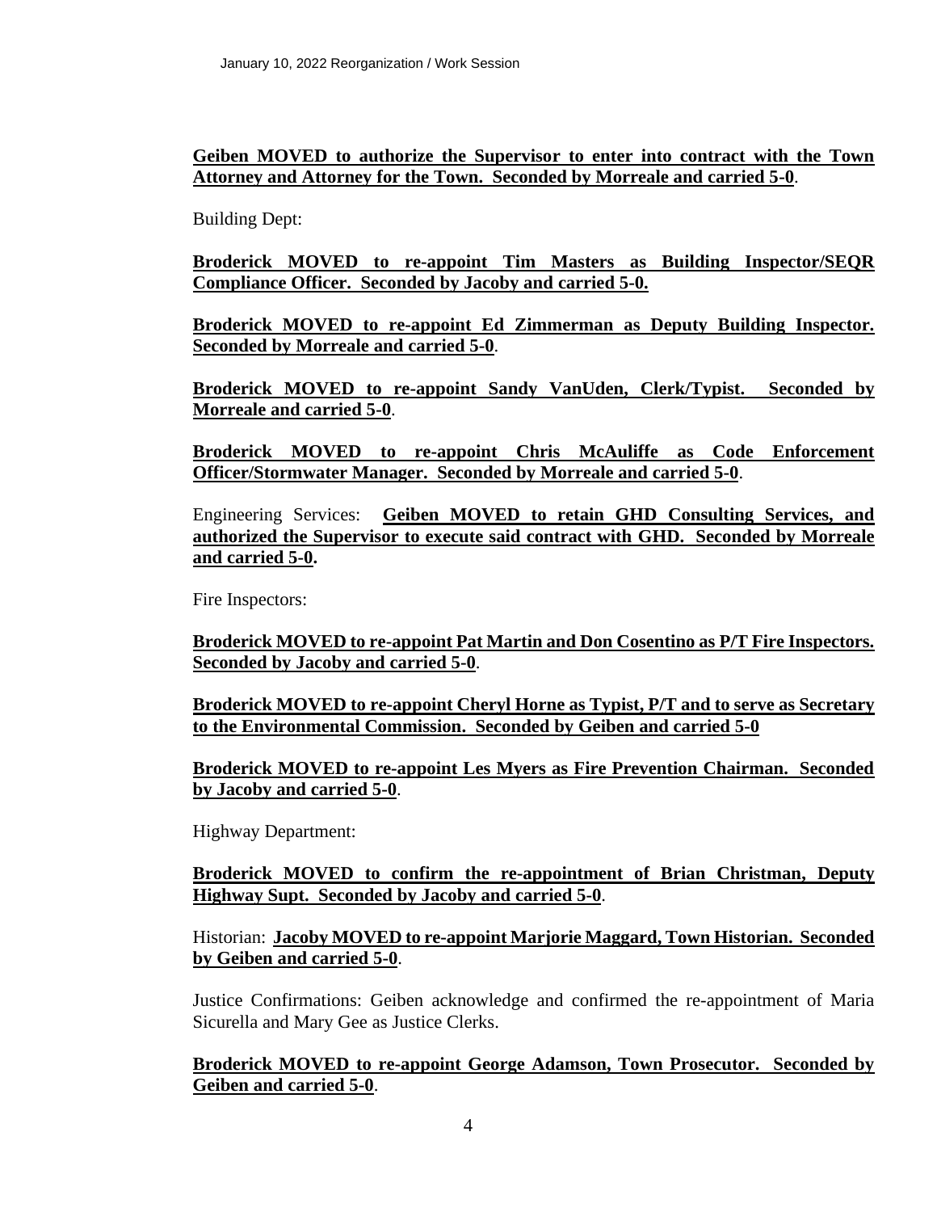**Geiben MOVED to authorize the Supervisor to enter into contract with the Town Attorney and Attorney for the Town. Seconded by Morreale and carried 5-0**.

Building Dept:

**Broderick MOVED to re-appoint Tim Masters as Building Inspector/SEQR Compliance Officer. Seconded by Jacoby and carried 5-0.**

**Broderick MOVED to re-appoint Ed Zimmerman as Deputy Building Inspector. Seconded by Morreale and carried 5-0**.

**Broderick MOVED to re-appoint Sandy VanUden, Clerk/Typist. Seconded by Morreale and carried 5-0**.

**Broderick MOVED to re-appoint Chris McAuliffe as Code Enforcement Officer/Stormwater Manager. Seconded by Morreale and carried 5-0**.

Engineering Services: **Geiben MOVED to retain GHD Consulting Services, and authorized the Supervisor to execute said contract with GHD. Seconded by Morreale and carried 5-0.**

Fire Inspectors:

**Broderick MOVED to re-appoint Pat Martin and Don Cosentino as P/T Fire Inspectors. Seconded by Jacoby and carried 5-0**.

**Broderick MOVED to re-appoint Cheryl Horne as Typist, P/T and to serve as Secretary to the Environmental Commission. Seconded by Geiben and carried 5-0**

**Broderick MOVED to re-appoint Les Myers as Fire Prevention Chairman. Seconded by Jacoby and carried 5-0**.

Highway Department:

**Broderick MOVED to confirm the re-appointment of Brian Christman, Deputy Highway Supt. Seconded by Jacoby and carried 5-0**.

Historian: **Jacoby MOVED to re-appoint Marjorie Maggard, Town Historian. Seconded by Geiben and carried 5-0**.

Justice Confirmations: Geiben acknowledge and confirmed the re-appointment of Maria Sicurella and Mary Gee as Justice Clerks.

**Broderick MOVED to re-appoint George Adamson, Town Prosecutor. Seconded by Geiben and carried 5-0**.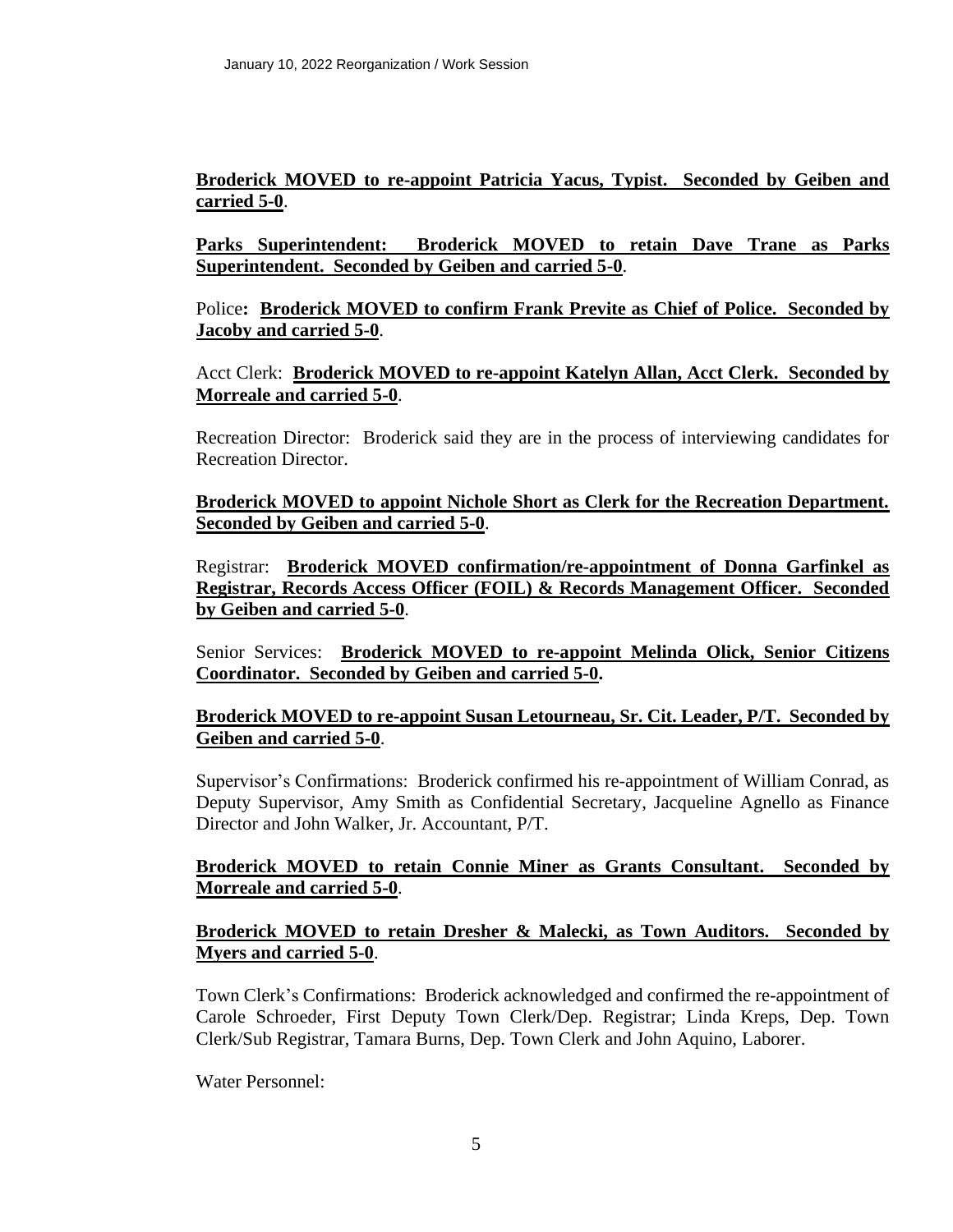**Broderick MOVED to re-appoint Patricia Yacus, Typist. Seconded by Geiben and carried 5-0**.

**Parks Superintendent: Broderick MOVED to retain Dave Trane as Parks Superintendent. Seconded by Geiben and carried 5-0**.

Police**: Broderick MOVED to confirm Frank Previte as Chief of Police. Seconded by Jacoby and carried 5-0**.

Acct Clerk: **Broderick MOVED to re-appoint Katelyn Allan, Acct Clerk. Seconded by Morreale and carried 5-0**.

Recreation Director: Broderick said they are in the process of interviewing candidates for Recreation Director.

**Broderick MOVED to appoint Nichole Short as Clerk for the Recreation Department. Seconded by Geiben and carried 5-0**.

Registrar: **Broderick MOVED confirmation/re-appointment of Donna Garfinkel as Registrar, Records Access Officer (FOIL) & Records Management Officer. Seconded by Geiben and carried 5-0**.

Senior Services: **Broderick MOVED to re-appoint Melinda Olick, Senior Citizens Coordinator. Seconded by Geiben and carried 5-0.**

**Broderick MOVED to re-appoint Susan Letourneau, Sr. Cit. Leader, P/T. Seconded by Geiben and carried 5-0**.

Supervisor's Confirmations: Broderick confirmed his re-appointment of William Conrad, as Deputy Supervisor, Amy Smith as Confidential Secretary, Jacqueline Agnello as Finance Director and John Walker, Jr. Accountant, P/T.

**Broderick MOVED to retain Connie Miner as Grants Consultant. Seconded by Morreale and carried 5-0**.

**Broderick MOVED to retain Dresher & Malecki, as Town Auditors. Seconded by Myers and carried 5-0**.

Town Clerk's Confirmations: Broderick acknowledged and confirmed the re-appointment of Carole Schroeder, First Deputy Town Clerk/Dep. Registrar; Linda Kreps, Dep. Town Clerk/Sub Registrar, Tamara Burns, Dep. Town Clerk and John Aquino, Laborer.

Water Personnel: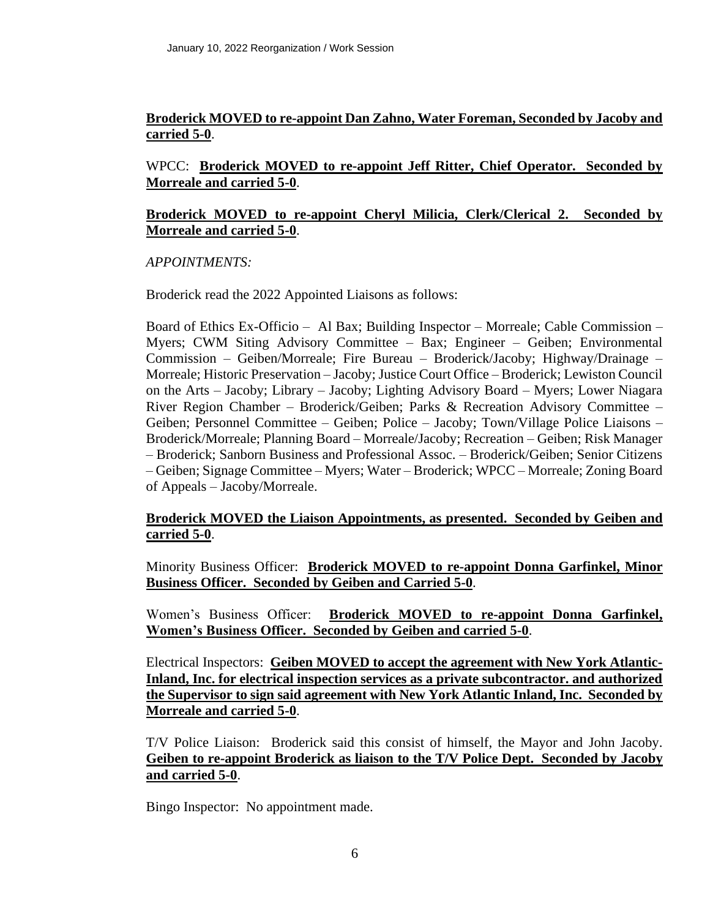**Broderick MOVED to re-appoint Dan Zahno, Water Foreman, Seconded by Jacoby and carried 5-0**.

WPCC: **Broderick MOVED to re-appoint Jeff Ritter, Chief Operator. Seconded by Morreale and carried 5-0**.

**Broderick MOVED to re-appoint Cheryl Milicia, Clerk/Clerical 2. Seconded by Morreale and carried 5-0**.

*APPOINTMENTS:*

Broderick read the 2022 Appointed Liaisons as follows:

Board of Ethics Ex-Officio – Al Bax; Building Inspector – Morreale; Cable Commission – Myers; CWM Siting Advisory Committee – Bax; Engineer – Geiben; Environmental Commission – Geiben/Morreale; Fire Bureau – Broderick/Jacoby; Highway/Drainage – Morreale; Historic Preservation – Jacoby; Justice Court Office – Broderick; Lewiston Council on the Arts – Jacoby; Library – Jacoby; Lighting Advisory Board – Myers; Lower Niagara River Region Chamber – Broderick/Geiben; Parks & Recreation Advisory Committee – Geiben; Personnel Committee – Geiben; Police – Jacoby; Town/Village Police Liaisons – Broderick/Morreale; Planning Board – Morreale/Jacoby; Recreation – Geiben; Risk Manager – Broderick; Sanborn Business and Professional Assoc. – Broderick/Geiben; Senior Citizens – Geiben; Signage Committee – Myers; Water – Broderick; WPCC – Morreale; Zoning Board of Appeals – Jacoby/Morreale.

**Broderick MOVED the Liaison Appointments, as presented. Seconded by Geiben and carried 5-0**.

Minority Business Officer: **Broderick MOVED to re-appoint Donna Garfinkel, Minor Business Officer. Seconded by Geiben and Carried 5-0**.

Women's Business Officer: **Broderick MOVED to re-appoint Donna Garfinkel, Women's Business Officer. Seconded by Geiben and carried 5-0**.

Electrical Inspectors: **Geiben MOVED to accept the agreement with New York Atlantic-Inland, Inc. for electrical inspection services as a private subcontractor. and authorized the Supervisor to sign said agreement with New York Atlantic Inland, Inc. Seconded by Morreale and carried 5-0**.

T/V Police Liaison: Broderick said this consist of himself, the Mayor and John Jacoby. **Geiben to re-appoint Broderick as liaison to the T/V Police Dept. Seconded by Jacoby and carried 5-0**.

Bingo Inspector: No appointment made.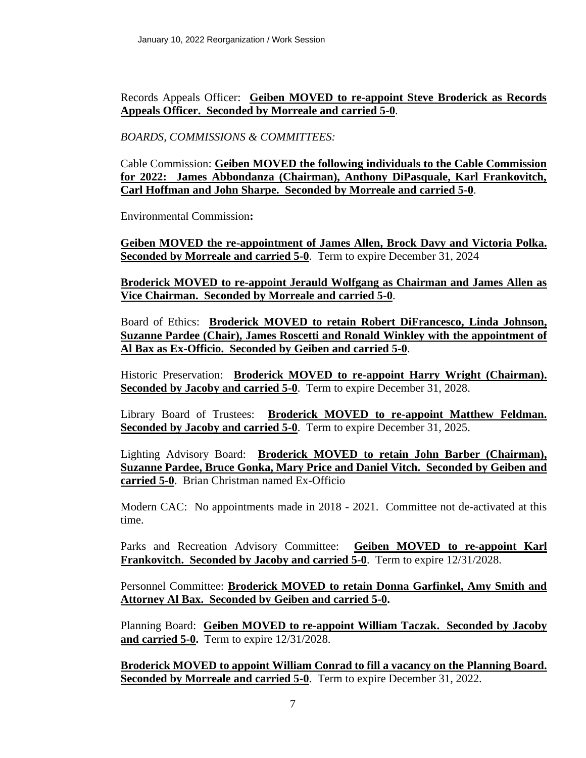Records Appeals Officer: **Geiben MOVED to re-appoint Steve Broderick as Records Appeals Officer. Seconded by Morreale and carried 5-0**.

*BOARDS, COMMISSIONS & COMMITTEES:*

Cable Commission: **Geiben MOVED the following individuals to the Cable Commission for 2022: James Abbondanza (Chairman), Anthony DiPasquale, Karl Frankovitch, Carl Hoffman and John Sharpe. Seconded by Morreale and carried 5-0**.

Environmental Commission**:**

**Geiben MOVED the re-appointment of James Allen, Brock Davy and Victoria Polka. Seconded by Morreale and carried 5-0**. Term to expire December 31, 2024

**Broderick MOVED to re-appoint Jerauld Wolfgang as Chairman and James Allen as Vice Chairman. Seconded by Morreale and carried 5-0**.

Board of Ethics: **Broderick MOVED to retain Robert DiFrancesco, Linda Johnson, Suzanne Pardee (Chair), James Roscetti and Ronald Winkley with the appointment of Al Bax as Ex-Officio. Seconded by Geiben and carried 5-0**.

Historic Preservation: **Broderick MOVED to re-appoint Harry Wright (Chairman). Seconded by Jacoby and carried 5-0**. Term to expire December 31, 2028.

Library Board of Trustees: **Broderick MOVED to re-appoint Matthew Feldman. Seconded by Jacoby and carried 5-0**. Term to expire December 31, 2025.

Lighting Advisory Board: **Broderick MOVED to retain John Barber (Chairman), Suzanne Pardee, Bruce Gonka, Mary Price and Daniel Vitch. Seconded by Geiben and carried 5-0**. Brian Christman named Ex-Officio

Modern CAC: No appointments made in 2018 - 2021. Committee not de-activated at this time.

Parks and Recreation Advisory Committee: **Geiben MOVED to re-appoint Karl Frankovitch. Seconded by Jacoby and carried 5-0**. Term to expire 12/31/2028.

Personnel Committee: **Broderick MOVED to retain Donna Garfinkel, Amy Smith and Attorney Al Bax. Seconded by Geiben and carried 5-0.**

Planning Board: **Geiben MOVED to re-appoint William Taczak. Seconded by Jacoby and carried 5-0.** Term to expire 12/31/2028.

**Broderick MOVED to appoint William Conrad to fill a vacancy on the Planning Board. Seconded by Morreale and carried 5-0**. Term to expire December 31, 2022.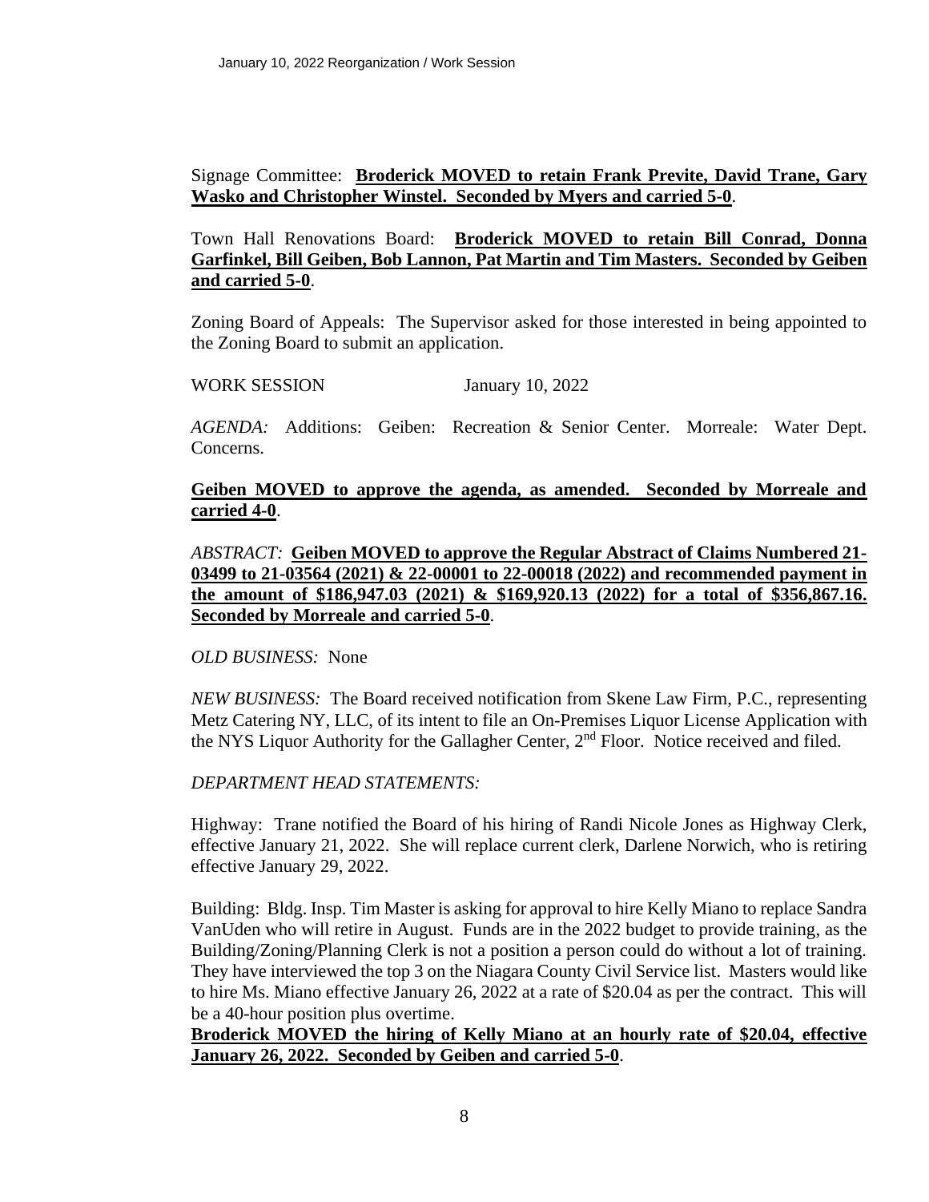Signage Committee: **Broderick MOVED to retain Frank Previte, David Trane, Gary Wasko and Christopher Winstel. Seconded by Myers and carried 5-0**.

Town Hall Renovations Board: **Broderick MOVED to retain Bill Conrad, Donna Garfinkel, Bill Geiben, Bob Lannon, Pat Martin and Tim Masters. Seconded by Geiben and carried 5-0**.

Zoning Board of Appeals: The Supervisor asked for those interested in being appointed to the Zoning Board to submit an application.

WORK SESSION January 10, 2022

*AGENDA:* Additions: Geiben: Recreation & Senior Center. Morreale: Water Dept. Concerns.

**Geiben MOVED to approve the agenda, as amended. Seconded by Morreale and carried 4-0**.

*ABSTRACT:* **Geiben MOVED to approve the Regular Abstract of Claims Numbered 21-03499 to 21-03564 (2021) & 22-00001 to 22-00018 (2022) and recommended payment in the amount of $186,947.03 (2021) & $169,920.13 (2022) for a total of $356,867.16. Seconded by Morreale and carried 5-0**.

*OLD BUSINESS:* None

*NEW BUSINESS:* The Board received notification from Skene Law Firm, P.C., representing Metz Catering NY, LLC, of its intent to file an On-Premises Liquor License Application with the NYS Liquor Authority for the Gallagher Center, 2nd Floor. Notice received and filed.

*DEPARTMENT HEAD STATEMENTS:*

Highway: Trane notified the Board of his hiring of Randi Nicole Jones as Highway Clerk, effective January 21, 2022. She will replace current clerk, Darlene Norwich, who is retiring effective January 29, 2022.

Building: Bldg. Insp. Tim Master is asking for approval to hire Kelly Miano to replace Sandra VanUden who will retire in August. Funds are in the 2022 budget to provide training, as the Building/Zoning/Planning Clerk is not a position a person could do without a lot of training. They have interviewed the top 3 on the Niagara County Civil Service list. Masters would like to hire Ms. Miano effective January 26, 2022 at a rate of $20.04 as per the contract. This will be a 40-hour position plus overtime.

**Broderick MOVED the hiring of Kelly Miano at an hourly rate of $20.04, effective January 26, 2022. Seconded by Geiben and carried 5-0**.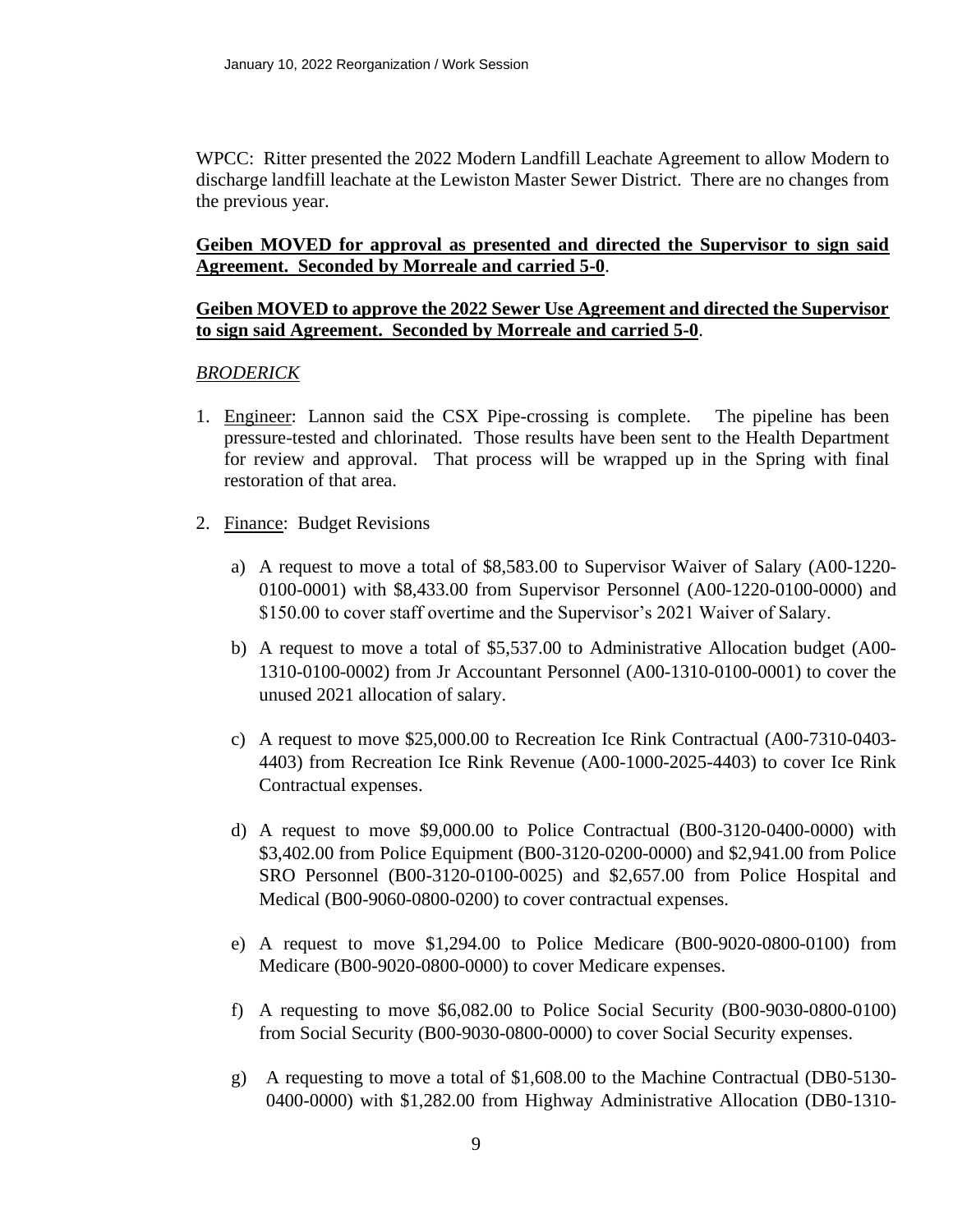WPCC: Ritter presented the 2022 Modern Landfill Leachate Agreement to allow Modern to discharge landfill leachate at the Lewiston Master Sewer District. There are no changes from the previous year.

**Geiben MOVED for approval as presented and directed the Supervisor to sign said Agreement. Seconded by Morreale and carried 5-0**.

**Geiben MOVED to approve the 2022 Sewer Use Agreement and directed the Supervisor to sign said Agreement. Seconded by Morreale and carried 5-0**.

*BRODERICK*

1. Engineer: Lannon said the CSX Pipe-crossing is complete. The pipeline has been pressure-tested and chlorinated. Those results have been sent to the Health Department for review and approval. That process will be wrapped up in the Spring with final restoration of that area.

2. Finance: Budget Revisions

   a) A request to move a total of $8,583.00 to Supervisor Waiver of Salary (A00-1220-0100-0001) with $8,433.00 from Supervisor Personnel (A00-1220-0100-0000) and $150.00 to cover staff overtime and the Supervisor's 2021 Waiver of Salary.

   b) A request to move a total of $5,537.00 to Administrative Allocation budget (A00-1310-0100-0002) from Jr Accountant Personnel (A00-1310-0100-0001) to cover the unused 2021 allocation of salary.

   c) A request to move $25,000.00 to Recreation Ice Rink Contractual (A00-7310-0403-4403) from Recreation Ice Rink Revenue (A00-1000-2025-4403) to cover Ice Rink Contractual expenses.

   d) A request to move $9,000.00 to Police Contractual (B00-3120-0400-0000) with $3,402.00 from Police Equipment (B00-3120-0200-0000) and $2,941.00 from Police SRO Personnel (B00-3120-0100-0025) and $2,657.00 from Police Hospital and Medical (B00-9060-0800-0200) to cover contractual expenses.

   e) A request to move $1,294.00 to Police Medicare (B00-9020-0800-0100) from Medicare (B00-9020-0800-0000) to cover Medicare expenses.

   f) A requesting to move $6,082.00 to Police Social Security (B00-9030-0800-0100) from Social Security (B00-9030-0800-0000) to cover Social Security expenses.

   g) A requesting to move a total of $1,608.00 to the Machine Contractual (DB0-5130-0400-0000) with $1,282.00 from Highway Administrative Allocation (DB0-1310-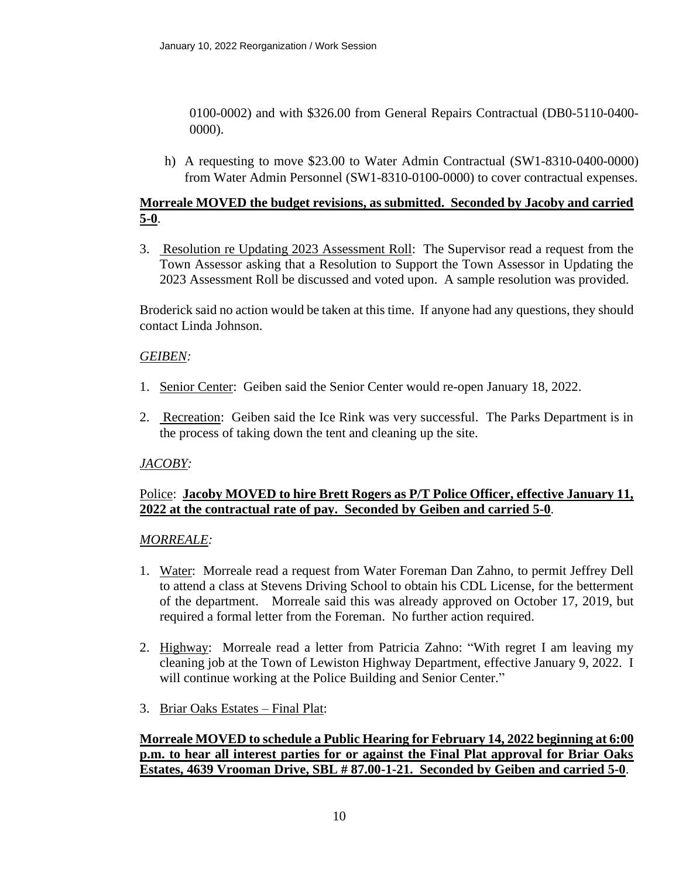0100-0002) and with $326.00 from General Repairs Contractual (DB0-5110-0400-0000).

h) A requesting to move $23.00 to Water Admin Contractual (SW1-8310-0400-0000) from Water Admin Personnel (SW1-8310-0100-0000) to cover contractual expenses.

**Morreale MOVED the budget revisions, as submitted. Seconded by Jacoby and carried 5-0**.

3. Resolution re Updating 2023 Assessment Roll: The Supervisor read a request from the Town Assessor asking that a Resolution to Support the Town Assessor in Updating the 2023 Assessment Roll be discussed and voted upon. A sample resolution was provided.

Broderick said no action would be taken at this time. If anyone had any questions, they should contact Linda Johnson.

*GEIBEN:*

1. Senior Center: Geiben said the Senior Center would re-open January 18, 2022.

2. Recreation: Geiben said the Ice Rink was very successful. The Parks Department is in the process of taking down the tent and cleaning up the site.

*JACOBY:*

Police: **Jacoby MOVED to hire Brett Rogers as P/T Police Officer, effective January 11, 2022 at the contractual rate of pay. Seconded by Geiben and carried 5-0**.

*MORREALE:*

1. Water: Morreale read a request from Water Foreman Dan Zahno, to permit Jeffrey Dell to attend a class at Stevens Driving School to obtain his CDL License, for the betterment of the department. Morreale said this was already approved on October 17, 2019, but required a formal letter from the Foreman. No further action required.

2. Highway: Morreale read a letter from Patricia Zahno: "With regret I am leaving my cleaning job at the Town of Lewiston Highway Department, effective January 9, 2022. I will continue working at the Police Building and Senior Center."

3. Briar Oaks Estates – Final Plat:

**Morreale MOVED to schedule a Public Hearing for February 14, 2022 beginning at 6:00 p.m. to hear all interest parties for or against the Final Plat approval for Briar Oaks Estates, 4639 Vrooman Drive, SBL # 87.00-1-21. Seconded by Geiben and carried 5-0**.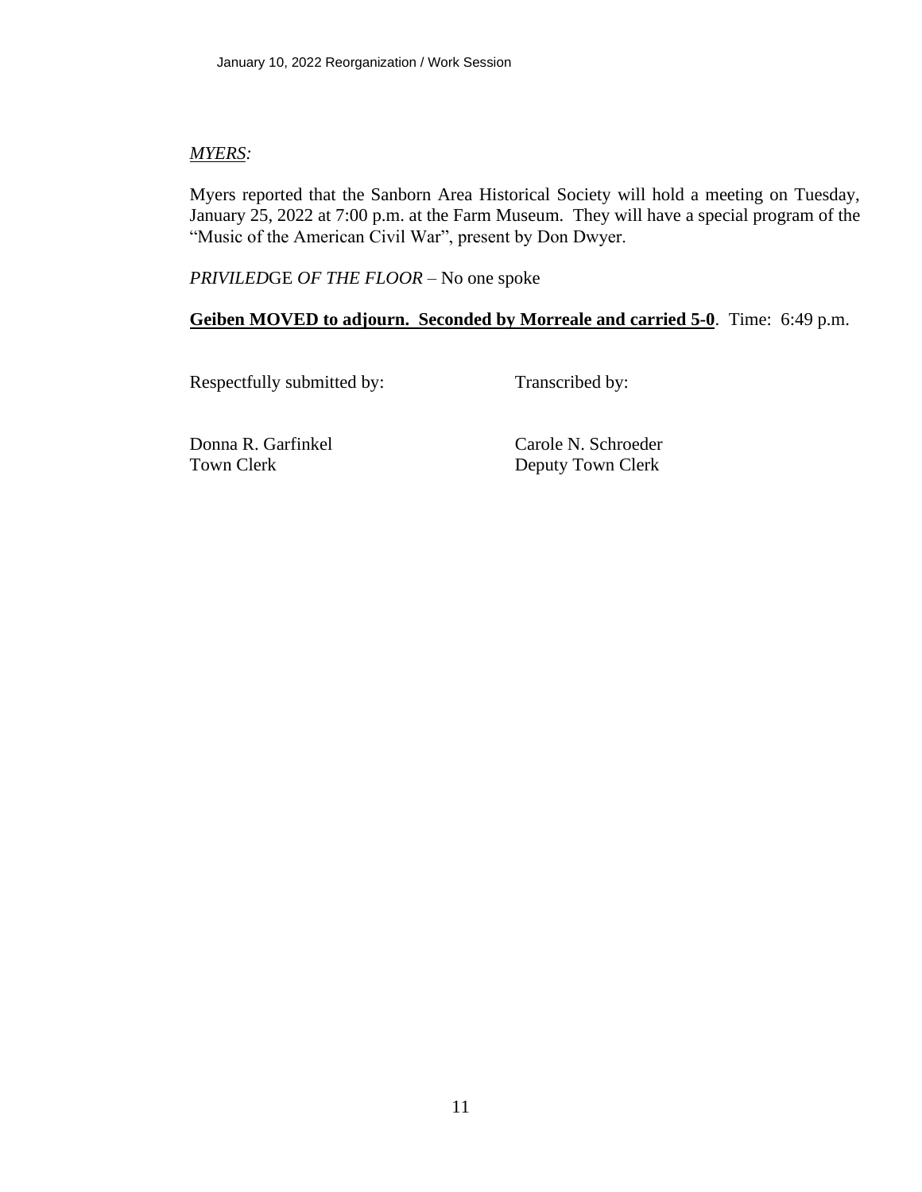*MYERS:*

Myers reported that the Sanborn Area Historical Society will hold a meeting on Tuesday, January 25, 2022 at 7:00 p.m. at the Farm Museum. They will have a special program of the "Music of the American Civil War", present by Don Dwyer.

*PRIVILED*GE *OF THE FLOOR* – No one spoke

**Geiben MOVED to adjourn. Seconded by Morreale and carried 5-0**. Time: 6:49 p.m.

Respectfully submitted by: Transcribed by:

Donna R. Garfinkel
Town Clerk

Carole N. Schroeder
Deputy Town Clerk